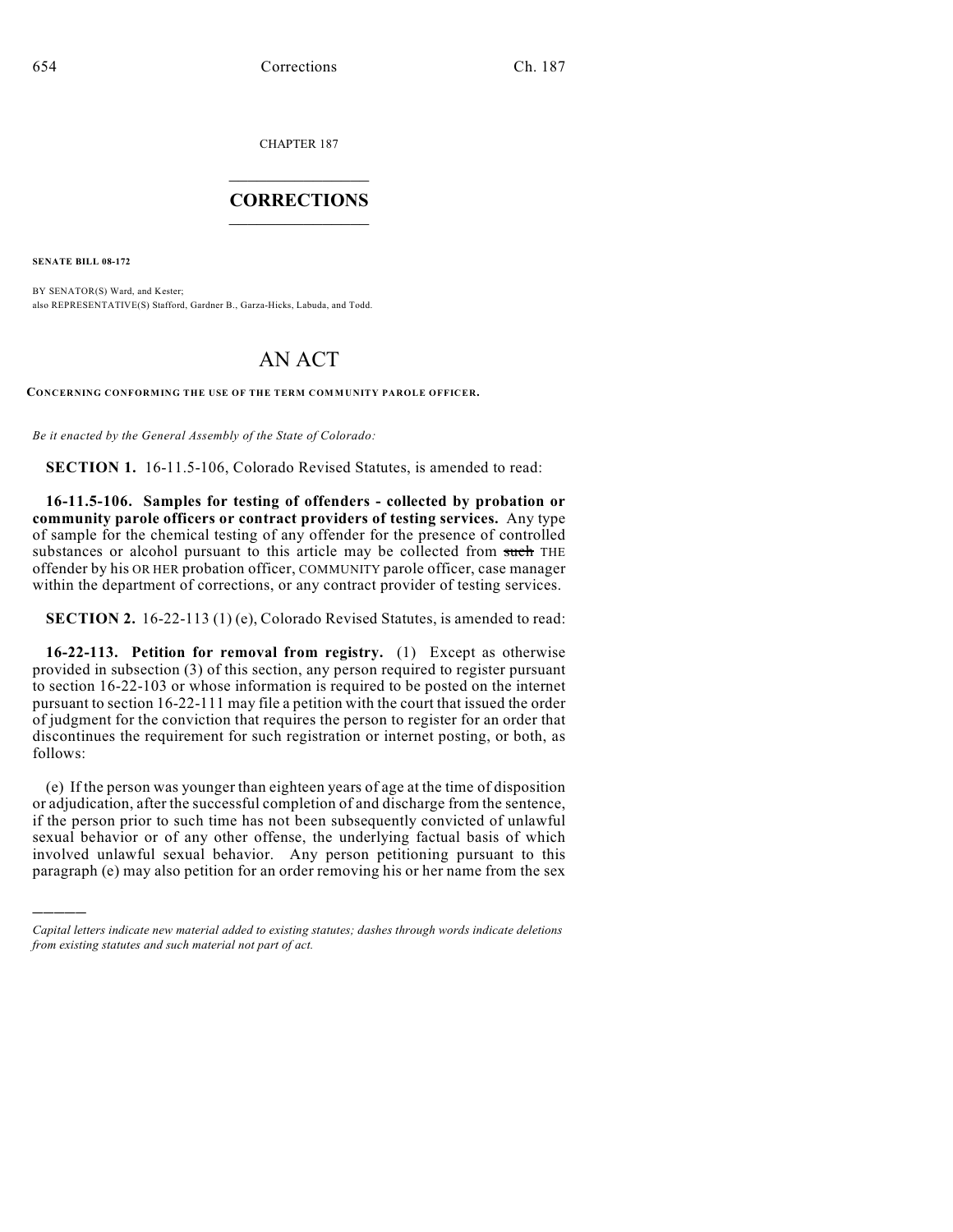CHAPTER 187

# CORRECTIONS

**SENATE BILL 08-172**

BY SENATOR(S) Ward, and Kester;
also REPRESENTATIVE(S) Stafford, Gardner B., Garza-Hicks, Labuda, and Todd.

# AN ACT

**CONCERNING CONFORMING THE USE OF THE TERM COMMUNITY PAROLE OFFICER.**

*Be it enacted by the General Assembly of the State of Colorado:*

**SECTION 1.** 16-11.5-106, Colorado Revised Statutes, is amended to read:

**16-11.5-106. Samples for testing of offenders - collected by probation or community parole officers or contract providers of testing services.** Any type of sample for the chemical testing of any offender for the presence of controlled substances or alcohol pursuant to this article may be collected from ~~such~~ THE offender by his OR HER probation officer, COMMUNITY parole officer, case manager within the department of corrections, or any contract provider of testing services.

**SECTION 2.** 16-22-113 (1) (e), Colorado Revised Statutes, is amended to read:

**16-22-113. Petition for removal from registry.** (1) Except as otherwise provided in subsection (3) of this section, any person required to register pursuant to section 16-22-103 or whose information is required to be posted on the internet pursuant to section 16-22-111 may file a petition with the court that issued the order of judgment for the conviction that requires the person to register for an order that discontinues the requirement for such registration or internet posting, or both, as follows:

(e) If the person was younger than eighteen years of age at the time of disposition or adjudication, after the successful completion of and discharge from the sentence, if the person prior to such time has not been subsequently convicted of unlawful sexual behavior or of any other offense, the underlying factual basis of which involved unlawful sexual behavior. Any person petitioning pursuant to this paragraph (e) may also petition for an order removing his or her name from the sex

*Capital letters indicate new material added to existing statutes; dashes through words indicate deletions from existing statutes and such material not part of act.*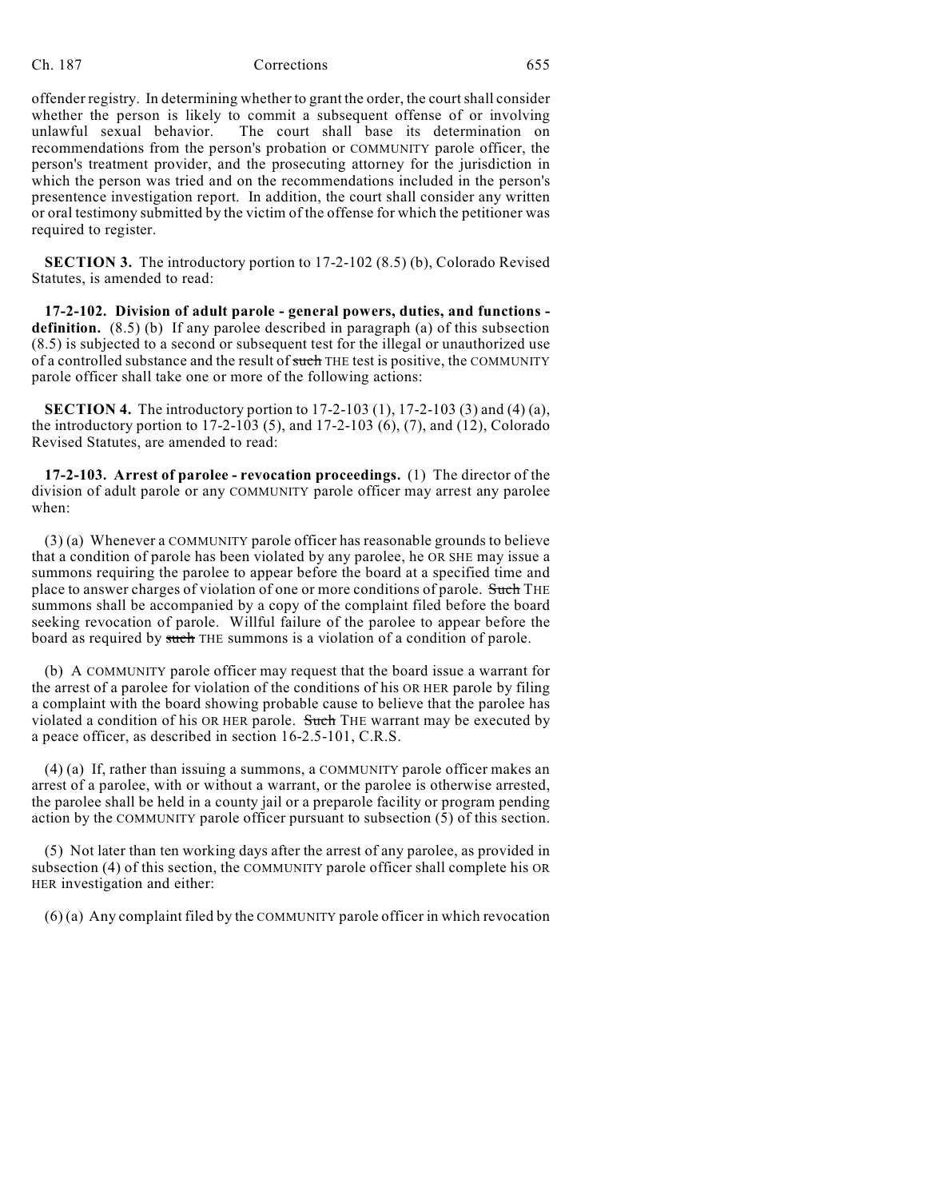offender registry. In determining whether to grant the order, the court shall consider whether the person is likely to commit a subsequent offense of or involving unlawful sexual behavior. The court shall base its determination on recommendations from the person's probation or COMMUNITY parole officer, the person's treatment provider, and the prosecuting attorney for the jurisdiction in which the person was tried and on the recommendations included in the person's presentence investigation report. In addition, the court shall consider any written or oral testimony submitted by the victim of the offense for which the petitioner was required to register.

**SECTION 3.** The introductory portion to 17-2-102 (8.5) (b), Colorado Revised Statutes, is amended to read:

**17-2-102. Division of adult parole - general powers, duties, and functions - definition.** (8.5) (b) If any parolee described in paragraph (a) of this subsection (8.5) is subjected to a second or subsequent test for the illegal or unauthorized use of a controlled substance and the result of ~~such~~ THE test is positive, the COMMUNITY parole officer shall take one or more of the following actions:

**SECTION 4.** The introductory portion to 17-2-103 (1), 17-2-103 (3) and (4) (a), the introductory portion to 17-2-103 (5), and 17-2-103 (6), (7), and (12), Colorado Revised Statutes, are amended to read:

**17-2-103. Arrest of parolee - revocation proceedings.** (1) The director of the division of adult parole or any COMMUNITY parole officer may arrest any parolee when:

(3) (a) Whenever a COMMUNITY parole officer has reasonable grounds to believe that a condition of parole has been violated by any parolee, he OR SHE may issue a summons requiring the parolee to appear before the board at a specified time and place to answer charges of violation of one or more conditions of parole. ~~Such~~ THE summons shall be accompanied by a copy of the complaint filed before the board seeking revocation of parole. Willful failure of the parolee to appear before the board as required by ~~such~~ THE summons is a violation of a condition of parole.

(b) A COMMUNITY parole officer may request that the board issue a warrant for the arrest of a parolee for violation of the conditions of his OR HER parole by filing a complaint with the board showing probable cause to believe that the parolee has violated a condition of his OR HER parole. ~~Such~~ THE warrant may be executed by a peace officer, as described in section 16-2.5-101, C.R.S.

(4) (a) If, rather than issuing a summons, a COMMUNITY parole officer makes an arrest of a parolee, with or without a warrant, or the parolee is otherwise arrested, the parolee shall be held in a county jail or a preparole facility or program pending action by the COMMUNITY parole officer pursuant to subsection (5) of this section.

(5) Not later than ten working days after the arrest of any parolee, as provided in subsection (4) of this section, the COMMUNITY parole officer shall complete his OR HER investigation and either:

(6) (a) Any complaint filed by the COMMUNITY parole officer in which revocation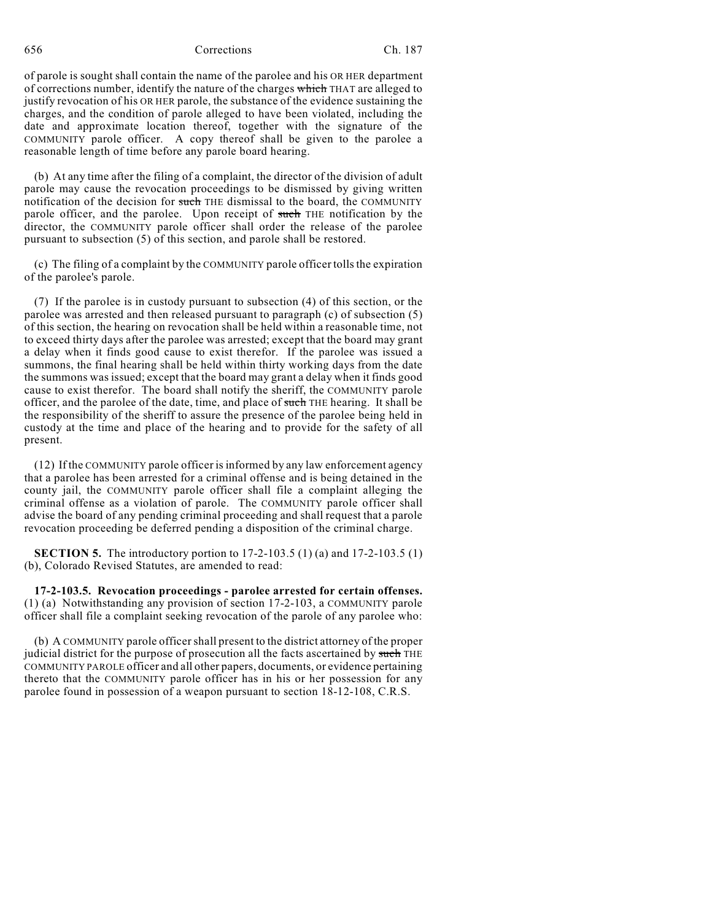of parole is sought shall contain the name of the parolee and his OR HER department of corrections number, identify the nature of the charges ~~which~~ THAT are alleged to justify revocation of his OR HER parole, the substance of the evidence sustaining the charges, and the condition of parole alleged to have been violated, including the date and approximate location thereof, together with the signature of the COMMUNITY parole officer. A copy thereof shall be given to the parolee a reasonable length of time before any parole board hearing.

(b) At any time after the filing of a complaint, the director of the division of adult parole may cause the revocation proceedings to be dismissed by giving written notification of the decision for ~~such~~ THE dismissal to the board, the COMMUNITY parole officer, and the parolee. Upon receipt of ~~such~~ THE notification by the director, the COMMUNITY parole officer shall order the release of the parolee pursuant to subsection (5) of this section, and parole shall be restored.

(c) The filing of a complaint by the COMMUNITY parole officer tolls the expiration of the parolee's parole.

(7) If the parolee is in custody pursuant to subsection (4) of this section, or the parolee was arrested and then released pursuant to paragraph (c) of subsection (5) of this section, the hearing on revocation shall be held within a reasonable time, not to exceed thirty days after the parolee was arrested; except that the board may grant a delay when it finds good cause to exist therefor. If the parolee was issued a summons, the final hearing shall be held within thirty working days from the date the summons was issued; except that the board may grant a delay when it finds good cause to exist therefor. The board shall notify the sheriff, the COMMUNITY parole officer, and the parolee of the date, time, and place of ~~such~~ THE hearing. It shall be the responsibility of the sheriff to assure the presence of the parolee being held in custody at the time and place of the hearing and to provide for the safety of all present.

(12) If the COMMUNITY parole officer is informed by any law enforcement agency that a parolee has been arrested for a criminal offense and is being detained in the county jail, the COMMUNITY parole officer shall file a complaint alleging the criminal offense as a violation of parole. The COMMUNITY parole officer shall advise the board of any pending criminal proceeding and shall request that a parole revocation proceeding be deferred pending a disposition of the criminal charge.

**SECTION 5.** The introductory portion to 17-2-103.5 (1) (a) and 17-2-103.5 (1) (b), Colorado Revised Statutes, are amended to read:

**17-2-103.5. Revocation proceedings - parolee arrested for certain offenses.** (1) (a) Notwithstanding any provision of section 17-2-103, a COMMUNITY parole officer shall file a complaint seeking revocation of the parole of any parolee who:

(b) A COMMUNITY parole officer shall present to the district attorney of the proper judicial district for the purpose of prosecution all the facts ascertained by ~~such~~ THE COMMUNITY PAROLE officer and all other papers, documents, or evidence pertaining thereto that the COMMUNITY parole officer has in his or her possession for any parolee found in possession of a weapon pursuant to section 18-12-108, C.R.S.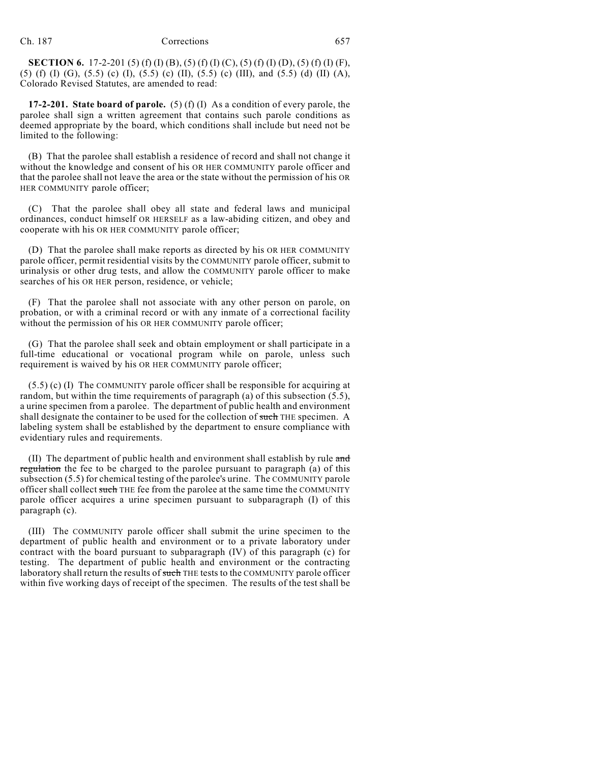**SECTION 6.** 17-2-201 (5) (f) (I) (B), (5) (f) (I) (C), (5) (f) (I) (D), (5) (f) (I) (F), (5) (f) (I) (G), (5.5) (c) (I), (5.5) (c) (II), (5.5) (c) (III), and (5.5) (d) (II) (A), Colorado Revised Statutes, are amended to read:

**17-2-201. State board of parole.** (5) (f) (I) As a condition of every parole, the parolee shall sign a written agreement that contains such parole conditions as deemed appropriate by the board, which conditions shall include but need not be limited to the following:

(B) That the parolee shall establish a residence of record and shall not change it without the knowledge and consent of his OR HER COMMUNITY parole officer and that the parolee shall not leave the area or the state without the permission of his OR HER COMMUNITY parole officer;

(C) That the parolee shall obey all state and federal laws and municipal ordinances, conduct himself OR HERSELF as a law-abiding citizen, and obey and cooperate with his OR HER COMMUNITY parole officer;

(D) That the parolee shall make reports as directed by his OR HER COMMUNITY parole officer, permit residential visits by the COMMUNITY parole officer, submit to urinalysis or other drug tests, and allow the COMMUNITY parole officer to make searches of his OR HER person, residence, or vehicle;

(F) That the parolee shall not associate with any other person on parole, on probation, or with a criminal record or with any inmate of a correctional facility without the permission of his OR HER COMMUNITY parole officer;

(G) That the parolee shall seek and obtain employment or shall participate in a full-time educational or vocational program while on parole, unless such requirement is waived by his OR HER COMMUNITY parole officer;

(5.5) (c) (I) The COMMUNITY parole officer shall be responsible for acquiring at random, but within the time requirements of paragraph (a) of this subsection (5.5), a urine specimen from a parolee. The department of public health and environment shall designate the container to be used for the collection of ~~such~~ THE specimen. A labeling system shall be established by the department to ensure compliance with evidentiary rules and requirements.

(II) The department of public health and environment shall establish by rule ~~and regulation~~ the fee to be charged to the parolee pursuant to paragraph (a) of this subsection (5.5) for chemical testing of the parolee's urine. The COMMUNITY parole officer shall collect ~~such~~ THE fee from the parolee at the same time the COMMUNITY parole officer acquires a urine specimen pursuant to subparagraph (I) of this paragraph (c).

(III) The COMMUNITY parole officer shall submit the urine specimen to the department of public health and environment or to a private laboratory under contract with the board pursuant to subparagraph (IV) of this paragraph (c) for testing. The department of public health and environment or the contracting laboratory shall return the results of ~~such~~ THE tests to the COMMUNITY parole officer within five working days of receipt of the specimen. The results of the test shall be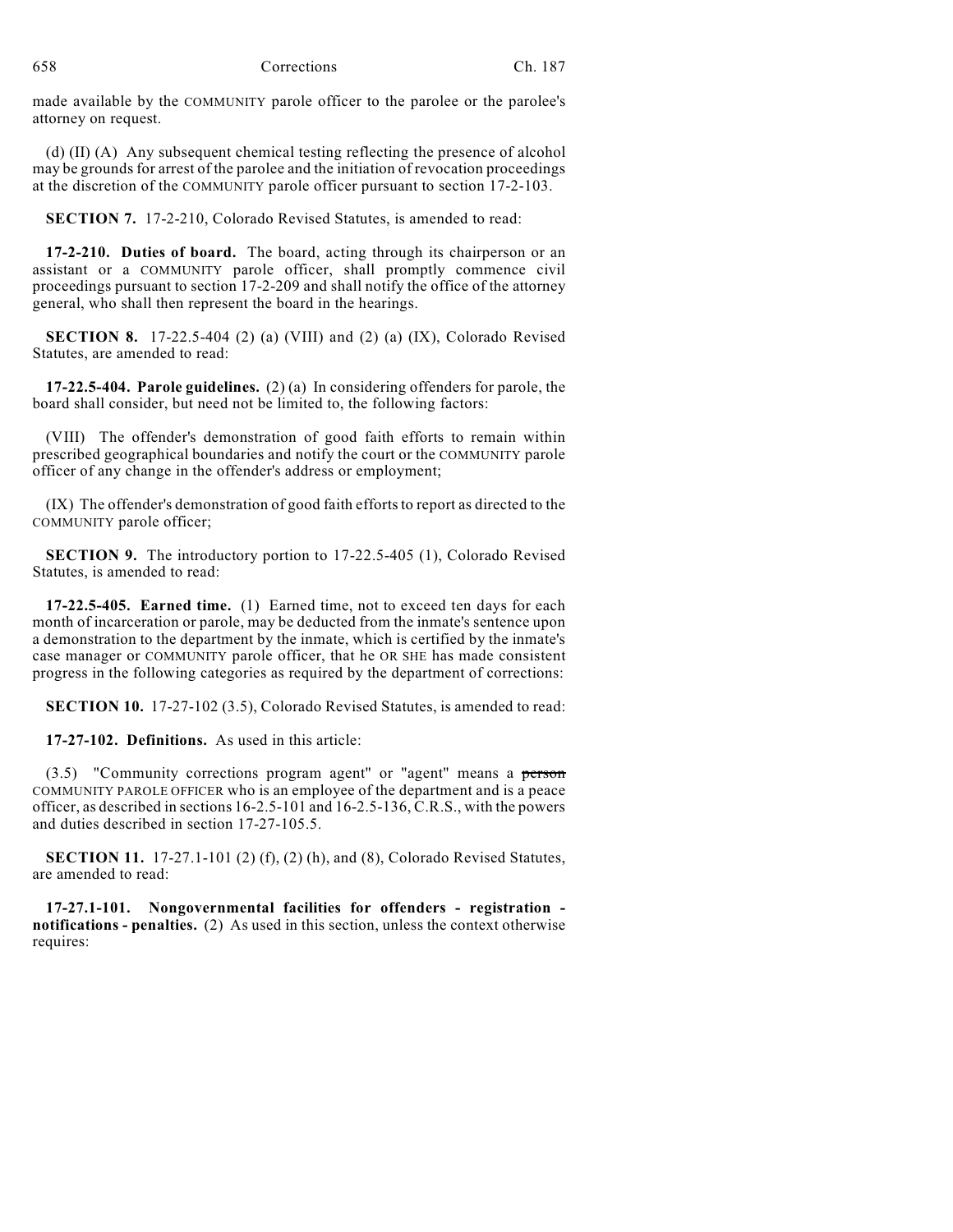made available by the COMMUNITY parole officer to the parolee or the parolee's attorney on request.

(d) (II) (A) Any subsequent chemical testing reflecting the presence of alcohol may be grounds for arrest of the parolee and the initiation of revocation proceedings at the discretion of the COMMUNITY parole officer pursuant to section 17-2-103.

**SECTION 7.** 17-2-210, Colorado Revised Statutes, is amended to read:

**17-2-210. Duties of board.** The board, acting through its chairperson or an assistant or a COMMUNITY parole officer, shall promptly commence civil proceedings pursuant to section 17-2-209 and shall notify the office of the attorney general, who shall then represent the board in the hearings.

**SECTION 8.** 17-22.5-404 (2) (a) (VIII) and (2) (a) (IX), Colorado Revised Statutes, are amended to read:

**17-22.5-404. Parole guidelines.** (2) (a) In considering offenders for parole, the board shall consider, but need not be limited to, the following factors:

(VIII) The offender's demonstration of good faith efforts to remain within prescribed geographical boundaries and notify the court or the COMMUNITY parole officer of any change in the offender's address or employment;

(IX) The offender's demonstration of good faith efforts to report as directed to the COMMUNITY parole officer;

**SECTION 9.** The introductory portion to 17-22.5-405 (1), Colorado Revised Statutes, is amended to read:

**17-22.5-405. Earned time.** (1) Earned time, not to exceed ten days for each month of incarceration or parole, may be deducted from the inmate's sentence upon a demonstration to the department by the inmate, which is certified by the inmate's case manager or COMMUNITY parole officer, that he OR SHE has made consistent progress in the following categories as required by the department of corrections:

**SECTION 10.** 17-27-102 (3.5), Colorado Revised Statutes, is amended to read:

**17-27-102. Definitions.** As used in this article:

(3.5) "Community corrections program agent" or "agent" means a ~~person~~ COMMUNITY PAROLE OFFICER who is an employee of the department and is a peace officer, as described in sections 16-2.5-101 and 16-2.5-136, C.R.S., with the powers and duties described in section 17-27-105.5.

**SECTION 11.** 17-27.1-101 (2) (f), (2) (h), and (8), Colorado Revised Statutes, are amended to read:

**17-27.1-101. Nongovernmental facilities for offenders - registration - notifications - penalties.** (2) As used in this section, unless the context otherwise requires: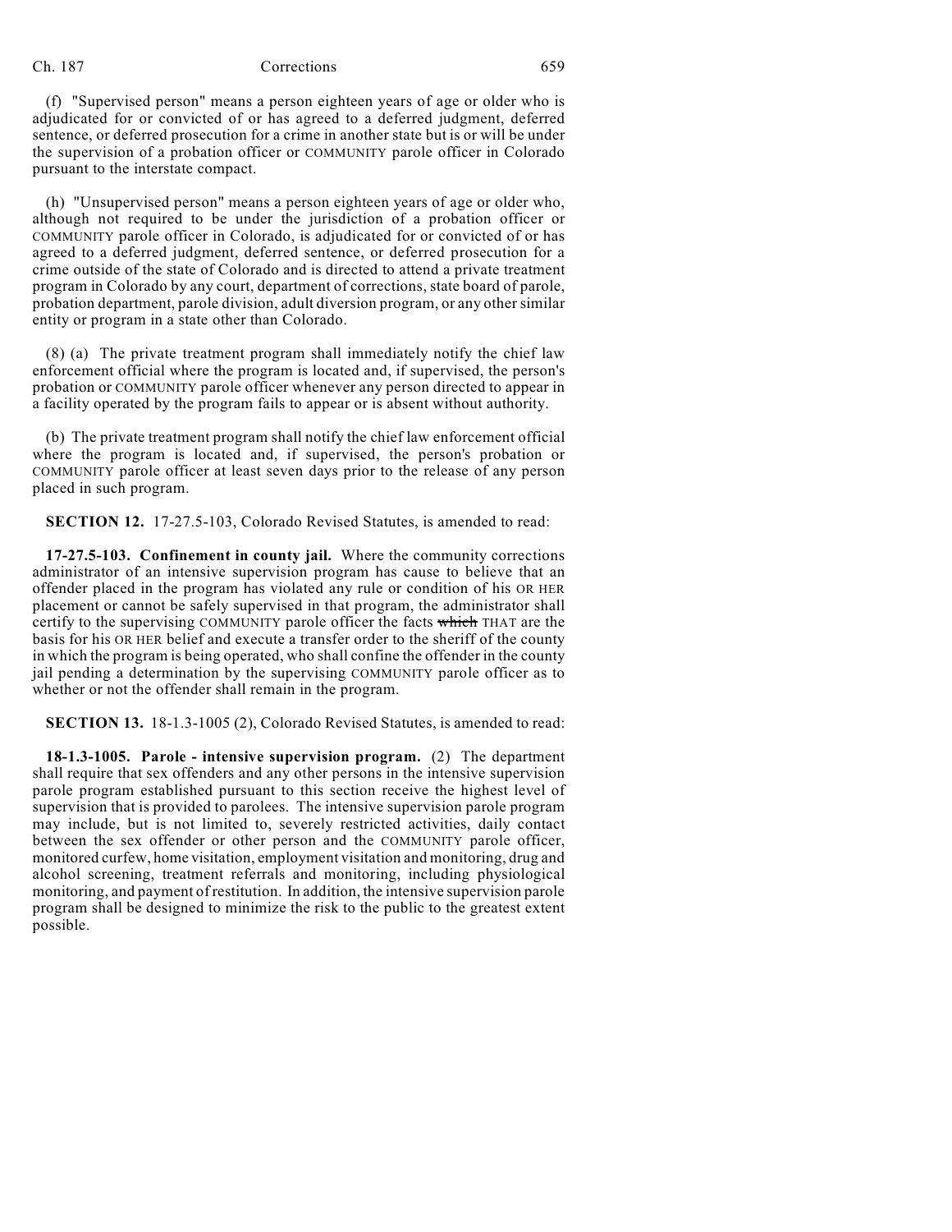(f) "Supervised person" means a person eighteen years of age or older who is adjudicated for or convicted of or has agreed to a deferred judgment, deferred sentence, or deferred prosecution for a crime in another state but is or will be under the supervision of a probation officer or COMMUNITY parole officer in Colorado pursuant to the interstate compact.

(h) "Unsupervised person" means a person eighteen years of age or older who, although not required to be under the jurisdiction of a probation officer or COMMUNITY parole officer in Colorado, is adjudicated for or convicted of or has agreed to a deferred judgment, deferred sentence, or deferred prosecution for a crime outside of the state of Colorado and is directed to attend a private treatment program in Colorado by any court, department of corrections, state board of parole, probation department, parole division, adult diversion program, or any other similar entity or program in a state other than Colorado.

(8) (a) The private treatment program shall immediately notify the chief law enforcement official where the program is located and, if supervised, the person's probation or COMMUNITY parole officer whenever any person directed to appear in a facility operated by the program fails to appear or is absent without authority.

(b) The private treatment program shall notify the chief law enforcement official where the program is located and, if supervised, the person's probation or COMMUNITY parole officer at least seven days prior to the release of any person placed in such program.

**SECTION 12.** 17-27.5-103, Colorado Revised Statutes, is amended to read:

**17-27.5-103. Confinement in county jail.** Where the community corrections administrator of an intensive supervision program has cause to believe that an offender placed in the program has violated any rule or condition of his OR HER placement or cannot be safely supervised in that program, the administrator shall certify to the supervising COMMUNITY parole officer the facts ~~which~~ THAT are the basis for his OR HER belief and execute a transfer order to the sheriff of the county in which the program is being operated, who shall confine the offender in the county jail pending a determination by the supervising COMMUNITY parole officer as to whether or not the offender shall remain in the program.

**SECTION 13.** 18-1.3-1005 (2), Colorado Revised Statutes, is amended to read:

**18-1.3-1005. Parole - intensive supervision program.** (2) The department shall require that sex offenders and any other persons in the intensive supervision parole program established pursuant to this section receive the highest level of supervision that is provided to parolees. The intensive supervision parole program may include, but is not limited to, severely restricted activities, daily contact between the sex offender or other person and the COMMUNITY parole officer, monitored curfew, home visitation, employment visitation and monitoring, drug and alcohol screening, treatment referrals and monitoring, including physiological monitoring, and payment of restitution. In addition, the intensive supervision parole program shall be designed to minimize the risk to the public to the greatest extent possible.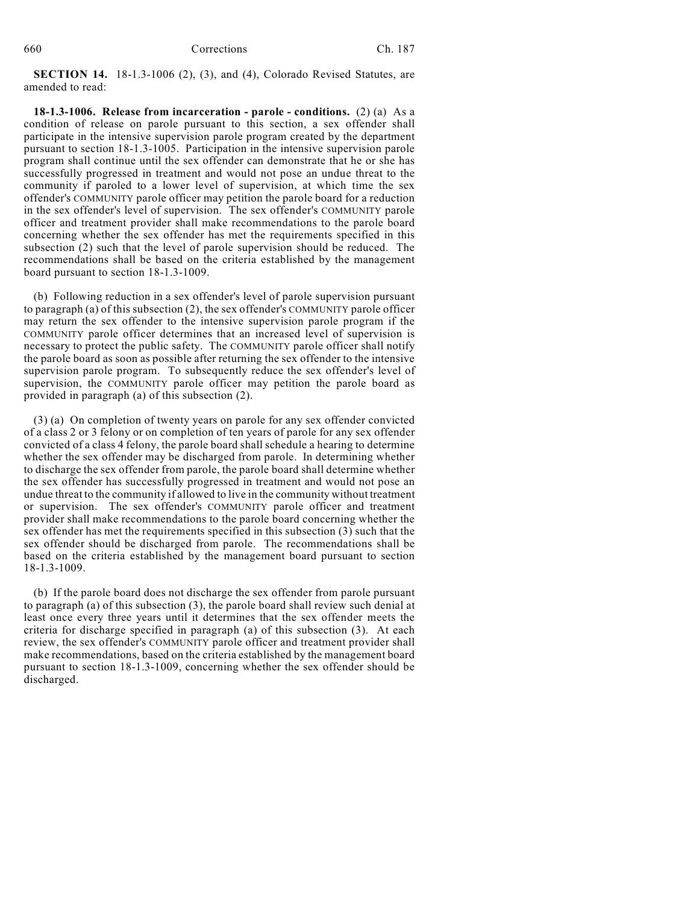**SECTION 14.** 18-1.3-1006 (2), (3), and (4), Colorado Revised Statutes, are amended to read:

**18-1.3-1006. Release from incarceration - parole - conditions.** (2) (a) As a condition of release on parole pursuant to this section, a sex offender shall participate in the intensive supervision parole program created by the department pursuant to section 18-1.3-1005. Participation in the intensive supervision parole program shall continue until the sex offender can demonstrate that he or she has successfully progressed in treatment and would not pose an undue threat to the community if paroled to a lower level of supervision, at which time the sex offender's COMMUNITY parole officer may petition the parole board for a reduction in the sex offender's level of supervision. The sex offender's COMMUNITY parole officer and treatment provider shall make recommendations to the parole board concerning whether the sex offender has met the requirements specified in this subsection (2) such that the level of parole supervision should be reduced. The recommendations shall be based on the criteria established by the management board pursuant to section 18-1.3-1009.

(b) Following reduction in a sex offender's level of parole supervision pursuant to paragraph (a) of this subsection (2), the sex offender's COMMUNITY parole officer may return the sex offender to the intensive supervision parole program if the COMMUNITY parole officer determines that an increased level of supervision is necessary to protect the public safety. The COMMUNITY parole officer shall notify the parole board as soon as possible after returning the sex offender to the intensive supervision parole program. To subsequently reduce the sex offender's level of supervision, the COMMUNITY parole officer may petition the parole board as provided in paragraph (a) of this subsection (2).

(3) (a) On completion of twenty years on parole for any sex offender convicted of a class 2 or 3 felony or on completion of ten years of parole for any sex offender convicted of a class 4 felony, the parole board shall schedule a hearing to determine whether the sex offender may be discharged from parole. In determining whether to discharge the sex offender from parole, the parole board shall determine whether the sex offender has successfully progressed in treatment and would not pose an undue threat to the community if allowed to live in the community without treatment or supervision. The sex offender's COMMUNITY parole officer and treatment provider shall make recommendations to the parole board concerning whether the sex offender has met the requirements specified in this subsection (3) such that the sex offender should be discharged from parole. The recommendations shall be based on the criteria established by the management board pursuant to section 18-1.3-1009.

(b) If the parole board does not discharge the sex offender from parole pursuant to paragraph (a) of this subsection (3), the parole board shall review such denial at least once every three years until it determines that the sex offender meets the criteria for discharge specified in paragraph (a) of this subsection (3). At each review, the sex offender's COMMUNITY parole officer and treatment provider shall make recommendations, based on the criteria established by the management board pursuant to section 18-1.3-1009, concerning whether the sex offender should be discharged.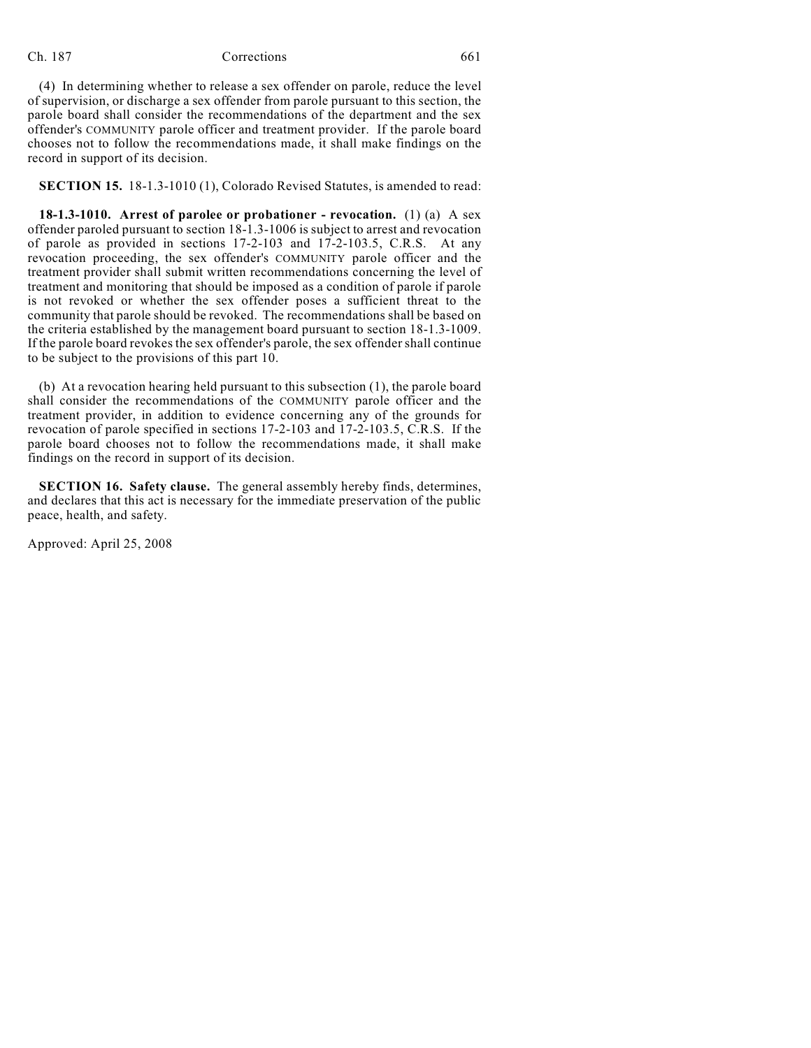(4) In determining whether to release a sex offender on parole, reduce the level of supervision, or discharge a sex offender from parole pursuant to this section, the parole board shall consider the recommendations of the department and the sex offender's COMMUNITY parole officer and treatment provider. If the parole board chooses not to follow the recommendations made, it shall make findings on the record in support of its decision.

**SECTION 15.** 18-1.3-1010 (1), Colorado Revised Statutes, is amended to read:

**18-1.3-1010. Arrest of parolee or probationer - revocation.** (1) (a) A sex offender paroled pursuant to section 18-1.3-1006 is subject to arrest and revocation of parole as provided in sections 17-2-103 and 17-2-103.5, C.R.S. At any revocation proceeding, the sex offender's COMMUNITY parole officer and the treatment provider shall submit written recommendations concerning the level of treatment and monitoring that should be imposed as a condition of parole if parole is not revoked or whether the sex offender poses a sufficient threat to the community that parole should be revoked. The recommendations shall be based on the criteria established by the management board pursuant to section 18-1.3-1009. If the parole board revokes the sex offender's parole, the sex offender shall continue to be subject to the provisions of this part 10.

(b) At a revocation hearing held pursuant to this subsection (1), the parole board shall consider the recommendations of the COMMUNITY parole officer and the treatment provider, in addition to evidence concerning any of the grounds for revocation of parole specified in sections 17-2-103 and 17-2-103.5, C.R.S. If the parole board chooses not to follow the recommendations made, it shall make findings on the record in support of its decision.

**SECTION 16. Safety clause.** The general assembly hereby finds, determines, and declares that this act is necessary for the immediate preservation of the public peace, health, and safety.

Approved: April 25, 2008